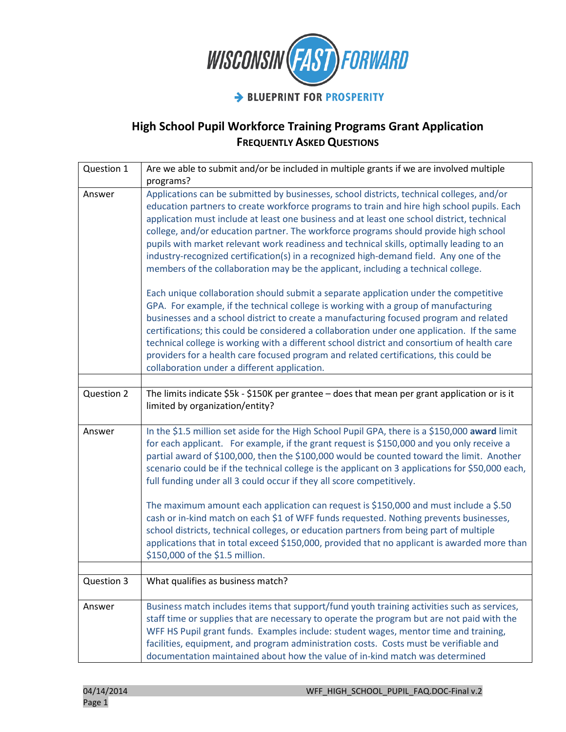WISCONSIN FAST FORWARD

BLUEPRINT FOR PROSPERITY

# High School Pupil Workforce Training Programs Grant Application

## FREQUENTLY ASKED QUESTIONS

| | |
|---|---|
| Question 1 | Are we able to submit and/or be included in multiple grants if we are involved multiple programs? |
| Answer | Applications can be submitted by businesses, school districts, technical colleges, and/or education partners to create workforce programs to train and hire high school pupils. Each application must include at least one business and at least one school district, technical college, and/or education partner. The workforce programs should provide high school pupils with market relevant work readiness and technical skills, optimally leading to an industry-recognized certification(s) in a recognized high-demand field. Any one of the members of the collaboration may be the applicant, including a technical college.<br><br>Each unique collaboration should submit a separate application under the competitive GPA. For example, if the technical college is working with a group of manufacturing businesses and a school district to create a manufacturing focused program and related certifications; this could be considered a collaboration under one application. If the same technical college is working with a different school district and consortium of health care providers for a health care focused program and related certifications, this could be collaboration under a different application. |
| | |
| Question 2 | The limits indicate \$5k - \$150K per grantee – does that mean per grant application or is it limited by organization/entity? |
| Answer | In the \$1.5 million set aside for the High School Pupil GPA, there is a \$150,000 **award** limit for each applicant. For example, if the grant request is \$150,000 and you only receive a partial award of \$100,000, then the \$100,000 would be counted toward the limit. Another scenario could be if the technical college is the applicant on 3 applications for \$50,000 each, full funding under all 3 could occur if they all score competitively.<br><br>The maximum amount each application can request is \$150,000 and must include a \$.50 cash or in-kind match on each \$1 of WFF funds requested. Nothing prevents businesses, school districts, technical colleges, or education partners from being part of multiple applications that in total exceed \$150,000, provided that no applicant is awarded more than \$150,000 of the \$1.5 million. |
| | |
| Question 3 | What qualifies as business match? |
| Answer | Business match includes items that support/fund youth training activities such as services, staff time or supplies that are necessary to operate the program but are not paid with the WFF HS Pupil grant funds. Examples include: student wages, mentor time and training, facilities, equipment, and program administration costs. Costs must be verifiable and documentation maintained about how the value of in-kind match was determined |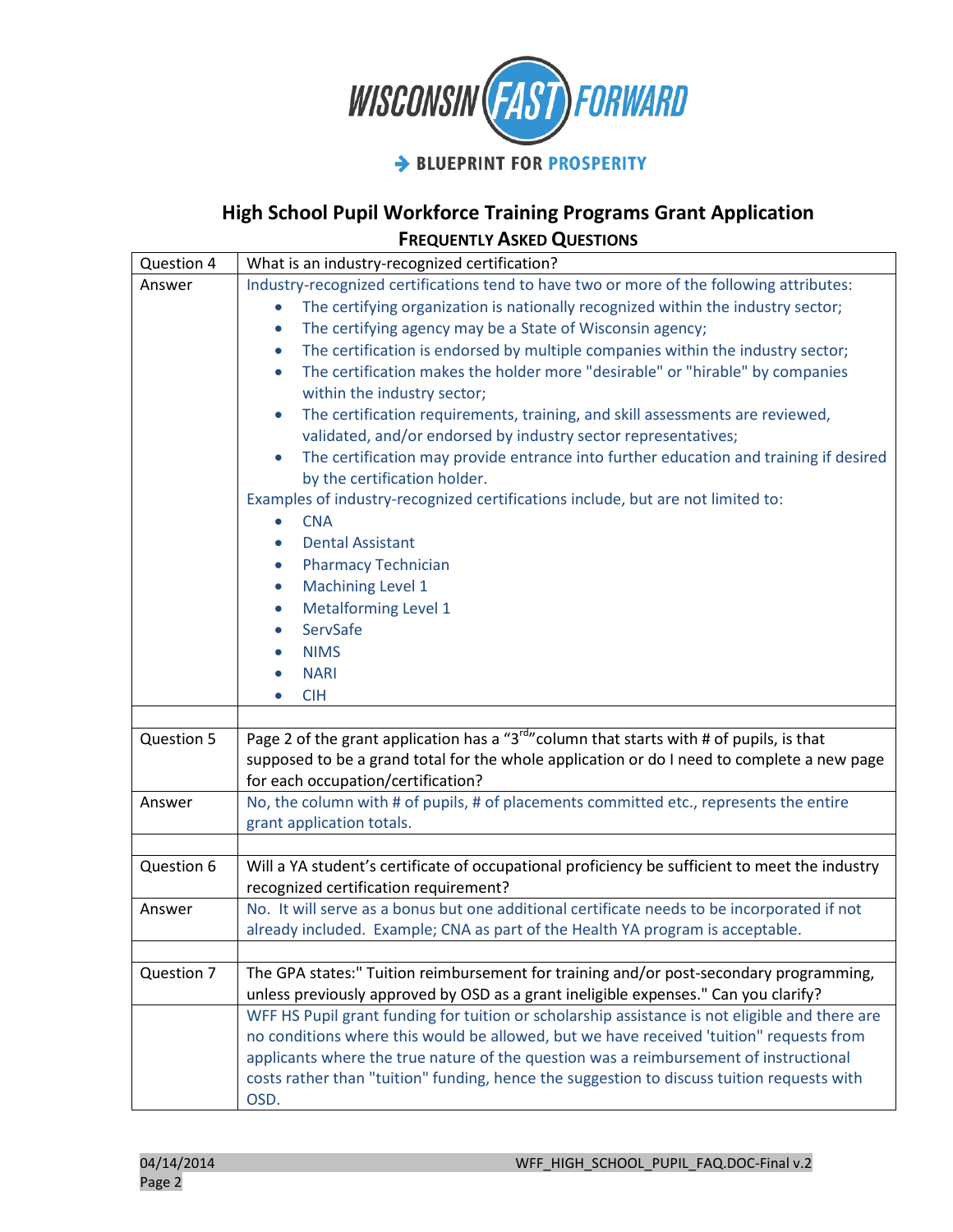# WISCONSIN FAST FORWARD

➔ BLUEPRINT FOR PROSPERITY

## High School Pupil Workforce Training Programs Grant Application

### FREQUENTLY ASKED QUESTIONS

| | |
|---|---|
| Question 4 | What is an industry-recognized certification? |
| Answer | Industry-recognized certifications tend to have two or more of the following attributes:<br>• The certifying organization is nationally recognized within the industry sector;<br>• The certifying agency may be a State of Wisconsin agency;<br>• The certification is endorsed by multiple companies within the industry sector;<br>• The certification makes the holder more "desirable" or "hirable" by companies within the industry sector;<br>• The certification requirements, training, and skill assessments are reviewed, validated, and/or endorsed by industry sector representatives;<br>• The certification may provide entrance into further education and training if desired by the certification holder.<br>Examples of industry-recognized certifications include, but are not limited to:<br>• CNA<br>• Dental Assistant<br>• Pharmacy Technician<br>• Machining Level 1<br>• Metalforming Level 1<br>• ServSafe<br>• NIMS<br>• NARI<br>• CIH |
| | |
| Question 5 | Page 2 of the grant application has a "3rd" column that starts with # of pupils, is that supposed to be a grand total for the whole application or do I need to complete a new page for each occupation/certification? |
| Answer | No, the column with # of pupils, # of placements committed etc., represents the entire grant application totals. |
| | |
| Question 6 | Will a YA student's certificate of occupational proficiency be sufficient to meet the industry recognized certification requirement? |
| Answer | No. It will serve as a bonus but one additional certificate needs to be incorporated if not already included. Example; CNA as part of the Health YA program is acceptable. |
| | |
| Question 7 | The GPA states:" Tuition reimbursement for training and/or post-secondary programming, unless previously approved by OSD as a grant ineligible expenses." Can you clarify? |
| | WFF HS Pupil grant funding for tuition or scholarship assistance is not eligible and there are no conditions where this would be allowed, but we have received 'tuition" requests from applicants where the true nature of the question was a reimbursement of instructional costs rather than "tuition" funding, hence the suggestion to discuss tuition requests with OSD. |

04/14/2014 WFF_HIGH_SCHOOL_PUPIL_FAQ.DOC-Final v.2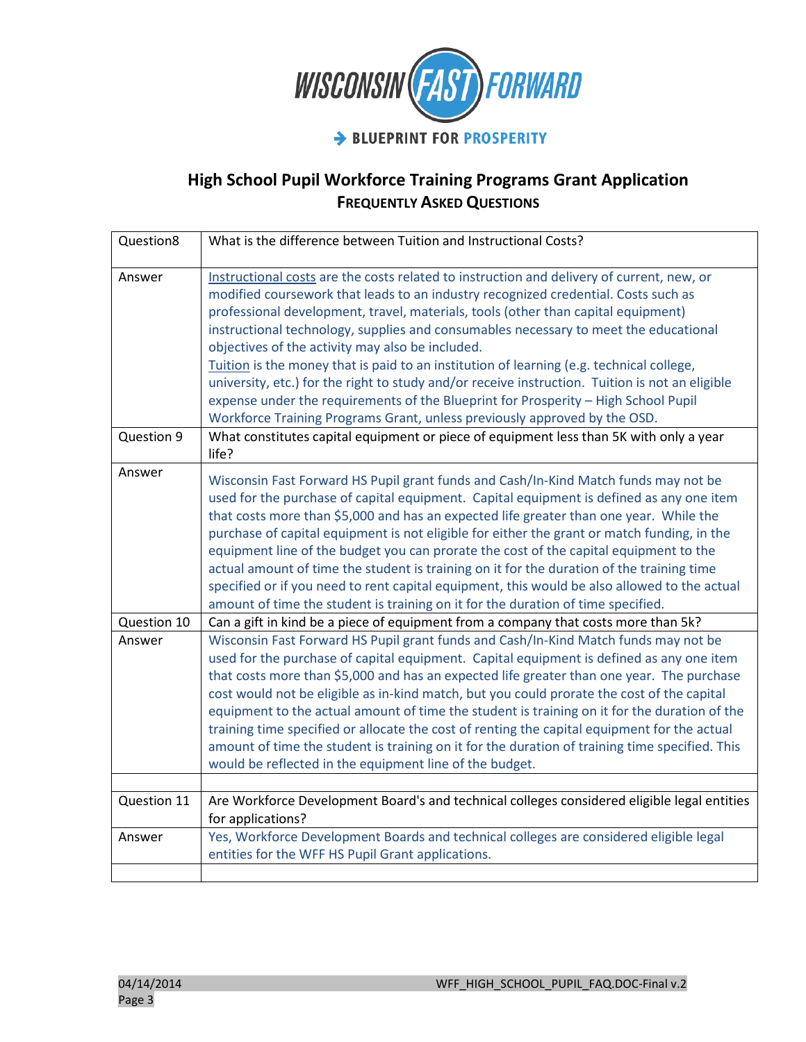# High School Pupil Workforce Training Programs Grant Application

## FREQUENTLY ASKED QUESTIONS

| | |
|---|---|
| Question8 | What is the difference between Tuition and Instructional Costs? |
| Answer | Instructional costs are the costs related to instruction and delivery of current, new, or modified coursework that leads to an industry recognized credential. Costs such as professional development, travel, materials, tools (other than capital equipment) instructional technology, supplies and consumables necessary to meet the educational objectives of the activity may also be included.<br>Tuition is the money that is paid to an institution of learning (e.g. technical college, university, etc.) for the right to study and/or receive instruction. Tuition is not an eligible expense under the requirements of the Blueprint for Prosperity – High School Pupil Workforce Training Programs Grant, unless previously approved by the OSD. |
| Question 9 | What constitutes capital equipment or piece of equipment less than 5K with only a year life? |
| Answer | Wisconsin Fast Forward HS Pupil grant funds and Cash/In-Kind Match funds may not be used for the purchase of capital equipment. Capital equipment is defined as any one item that costs more than $5,000 and has an expected life greater than one year. While the purchase of capital equipment is not eligible for either the grant or match funding, in the equipment line of the budget you can prorate the cost of the capital equipment to the actual amount of time the student is training on it for the duration of the training time specified or if you need to rent capital equipment, this would be also allowed to the actual amount of time the student is training on it for the duration of time specified. |
| Question 10 | Can a gift in kind be a piece of equipment from a company that costs more than 5k? |
| Answer | Wisconsin Fast Forward HS Pupil grant funds and Cash/In-Kind Match funds may not be used for the purchase of capital equipment. Capital equipment is defined as any one item that costs more than $5,000 and has an expected life greater than one year. The purchase cost would not be eligible as in-kind match, but you could prorate the cost of the capital equipment to the actual amount of time the student is training on it for the duration of the training time specified or allocate the cost of renting the capital equipment for the actual amount of time the student is training on it for the duration of training time specified. This would be reflected in the equipment line of the budget. |
| | |
| Question 11 | Are Workforce Development Board's and technical colleges considered eligible legal entities for applications? |
| Answer | Yes, Workforce Development Boards and technical colleges are considered eligible legal entities for the WFF HS Pupil Grant applications. |
| | |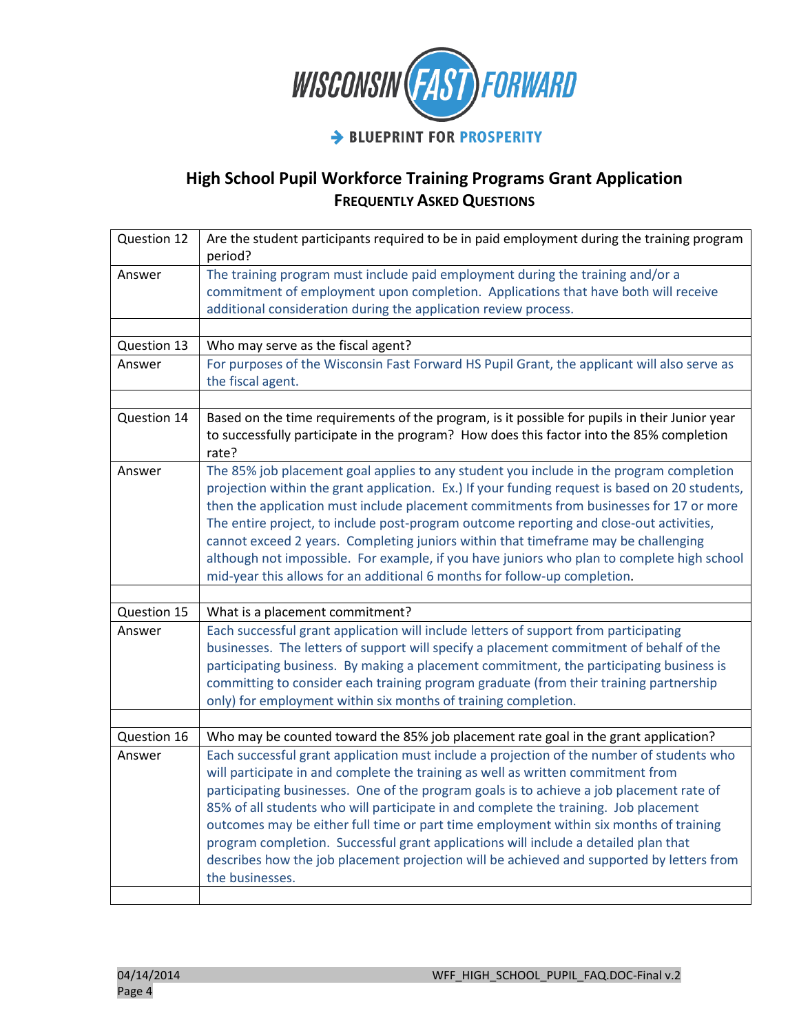# High School Pupil Workforce Training Programs Grant Application

## FREQUENTLY ASKED QUESTIONS

| | |
|---|---|
| Question 12 | Are the student participants required to be in paid employment during the training program period? |
| Answer | The training program must include paid employment during the training and/or a commitment of employment upon completion. Applications that have both will receive additional consideration during the application review process. |
| | |
| Question 13 | Who may serve as the fiscal agent? |
| Answer | For purposes of the Wisconsin Fast Forward HS Pupil Grant, the applicant will also serve as the fiscal agent. |
| | |
| Question 14 | Based on the time requirements of the program, is it possible for pupils in their Junior year to successfully participate in the program? How does this factor into the 85% completion rate? |
| Answer | The 85% job placement goal applies to any student you include in the program completion projection within the grant application. Ex.) If your funding request is based on 20 students, then the application must include placement commitments from businesses for 17 or more The entire project, to include post-program outcome reporting and close-out activities, cannot exceed 2 years. Completing juniors within that timeframe may be challenging although not impossible. For example, if you have juniors who plan to complete high school mid-year this allows for an additional 6 months for follow-up completion. |
| | |
| Question 15 | What is a placement commitment? |
| Answer | Each successful grant application will include letters of support from participating businesses. The letters of support will specify a placement commitment of behalf of the participating business. By making a placement commitment, the participating business is committing to consider each training program graduate (from their training partnership only) for employment within six months of training completion. |
| | |
| Question 16 | Who may be counted toward the 85% job placement rate goal in the grant application? |
| Answer | Each successful grant application must include a projection of the number of students who will participate in and complete the training as well as written commitment from participating businesses. One of the program goals is to achieve a job placement rate of 85% of all students who will participate in and complete the training. Job placement outcomes may be either full time or part time employment within six months of training program completion. Successful grant applications will include a detailed plan that describes how the job placement projection will be achieved and supported by letters from the businesses. |
| | |